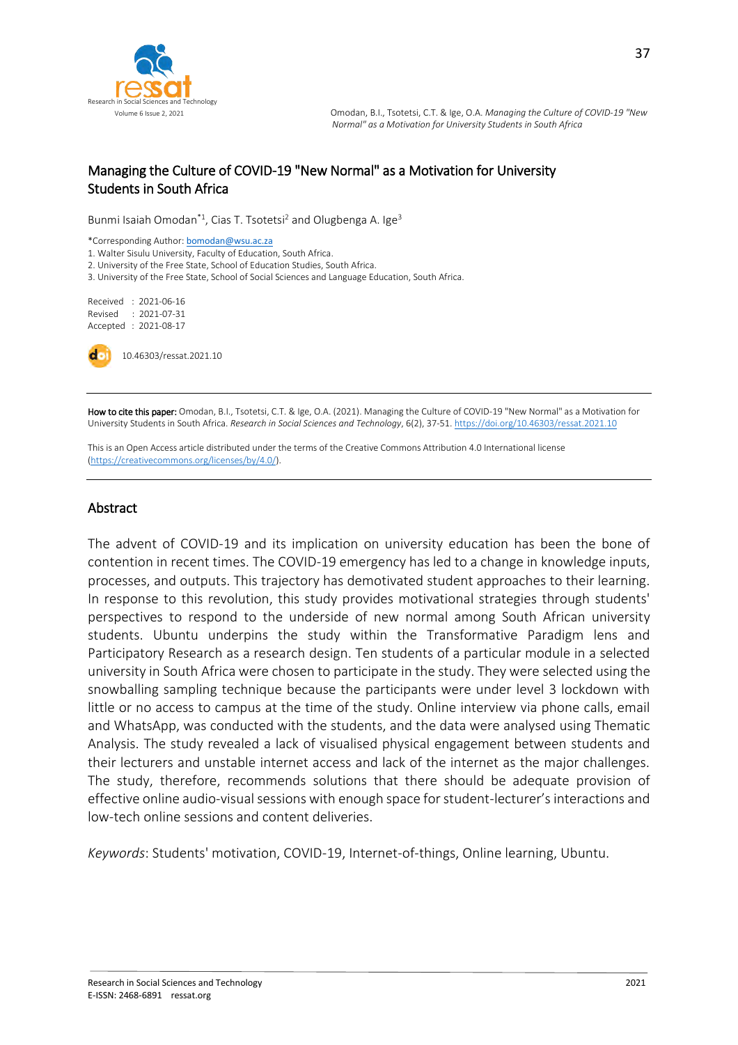# Managing the Culture of COVID-19 "New Normal" as a Motivation for University Students in South Africa

Bunmi Isaiah Omodan*[1], Cias T. Tsotetsi[2] and Olugbenga A. Ige[3]

*Corresponding Author: bomodan@wsu.ac.za
1. Walter Sisulu University, Faculty of Education, South Africa.
2. University of the Free State, School of Education Studies, South Africa.
3. University of the Free State, School of Social Sciences and Language Education, South Africa.

Received : 2021-06-16
Revised : 2021-07-31
Accepted : 2021-08-17

10.46303/ressat.2021.10

**How to cite this paper:** Omodan, B.I., Tsotetsi, C.T. & Ige, O.A. (2021). Managing the Culture of COVID-19 "New Normal" as a Motivation for University Students in South Africa. *Research in Social Sciences and Technology*, 6(2), 37-51. https://doi.org/10.46303/ressat.2021.10

This is an Open Access article distributed under the terms of the Creative Commons Attribution 4.0 International license (https://creativecommons.org/licenses/by/4.0/).

## Abstract

The advent of COVID-19 and its implication on university education has been the bone of contention in recent times. The COVID-19 emergency has led to a change in knowledge inputs, processes, and outputs. This trajectory has demotivated student approaches to their learning. In response to this revolution, this study provides motivational strategies through students' perspectives to respond to the underside of new normal among South African university students. Ubuntu underpins the study within the Transformative Paradigm lens and Participatory Research as a research design. Ten students of a particular module in a selected university in South Africa were chosen to participate in the study. They were selected using the snowballing sampling technique because the participants were under level 3 lockdown with little or no access to campus at the time of the study. Online interview via phone calls, email and WhatsApp, was conducted with the students, and the data were analysed using Thematic Analysis. The study revealed a lack of visualised physical engagement between students and their lecturers and unstable internet access and lack of the internet as the major challenges. The study, therefore, recommends solutions that there should be adequate provision of effective online audio-visual sessions with enough space for student-lecturer's interactions and low-tech online sessions and content deliveries.

*Keywords*: Students' motivation, COVID-19, Internet-of-things, Online learning, Ubuntu.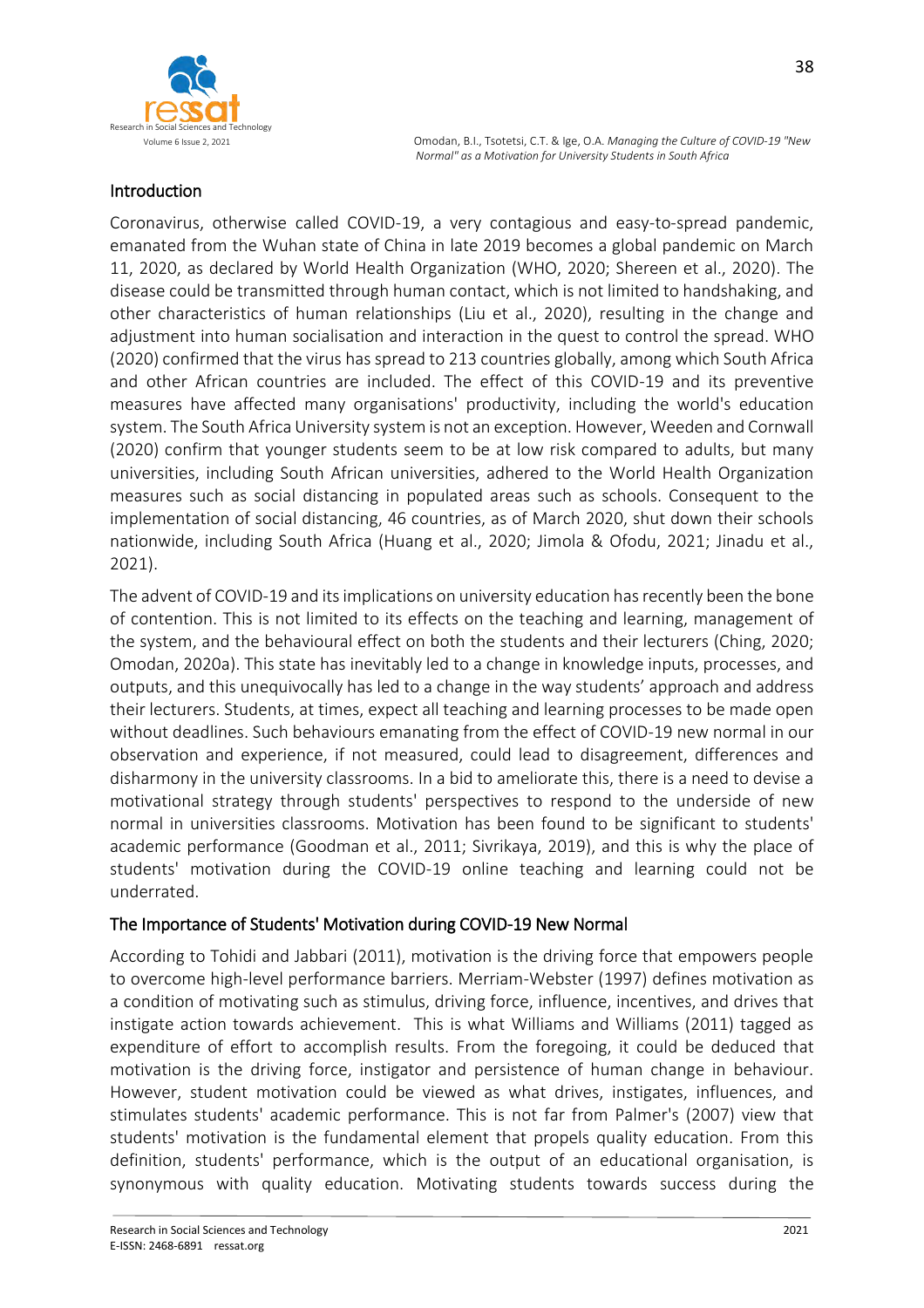## Introduction

Coronavirus, otherwise called COVID-19, a very contagious and easy-to-spread pandemic, emanated from the Wuhan state of China in late 2019 becomes a global pandemic on March 11, 2020, as declared by World Health Organization (WHO, 2020; Shereen et al., 2020). The disease could be transmitted through human contact, which is not limited to handshaking, and other characteristics of human relationships (Liu et al., 2020), resulting in the change and adjustment into human socialisation and interaction in the quest to control the spread. WHO (2020) confirmed that the virus has spread to 213 countries globally, among which South Africa and other African countries are included. The effect of this COVID-19 and its preventive measures have affected many organisations' productivity, including the world's education system. The South Africa University system is not an exception. However, Weeden and Cornwall (2020) confirm that younger students seem to be at low risk compared to adults, but many universities, including South African universities, adhered to the World Health Organization measures such as social distancing in populated areas such as schools. Consequent to the implementation of social distancing, 46 countries, as of March 2020, shut down their schools nationwide, including South Africa (Huang et al., 2020; Jimola & Ofodu, 2021; Jinadu et al., 2021).

The advent of COVID-19 and its implications on university education has recently been the bone of contention. This is not limited to its effects on the teaching and learning, management of the system, and the behavioural effect on both the students and their lecturers (Ching, 2020; Omodan, 2020a). This state has inevitably led to a change in knowledge inputs, processes, and outputs, and this unequivocally has led to a change in the way students' approach and address their lecturers. Students, at times, expect all teaching and learning processes to be made open without deadlines. Such behaviours emanating from the effect of COVID-19 new normal in our observation and experience, if not measured, could lead to disagreement, differences and disharmony in the university classrooms. In a bid to ameliorate this, there is a need to devise a motivational strategy through students' perspectives to respond to the underside of new normal in universities classrooms. Motivation has been found to be significant to students' academic performance (Goodman et al., 2011; Sivrikaya, 2019), and this is why the place of students' motivation during the COVID-19 online teaching and learning could not be underrated.

## The Importance of Students' Motivation during COVID-19 New Normal

According to Tohidi and Jabbari (2011), motivation is the driving force that empowers people to overcome high-level performance barriers. Merriam-Webster (1997) defines motivation as a condition of motivating such as stimulus, driving force, influence, incentives, and drives that instigate action towards achievement. This is what Williams and Williams (2011) tagged as expenditure of effort to accomplish results. From the foregoing, it could be deduced that motivation is the driving force, instigator and persistence of human change in behaviour. However, student motivation could be viewed as what drives, instigates, influences, and stimulates students' academic performance. This is not far from Palmer's (2007) view that students' motivation is the fundamental element that propels quality education. From this definition, students' performance, which is the output of an educational organisation, is synonymous with quality education. Motivating students towards success during the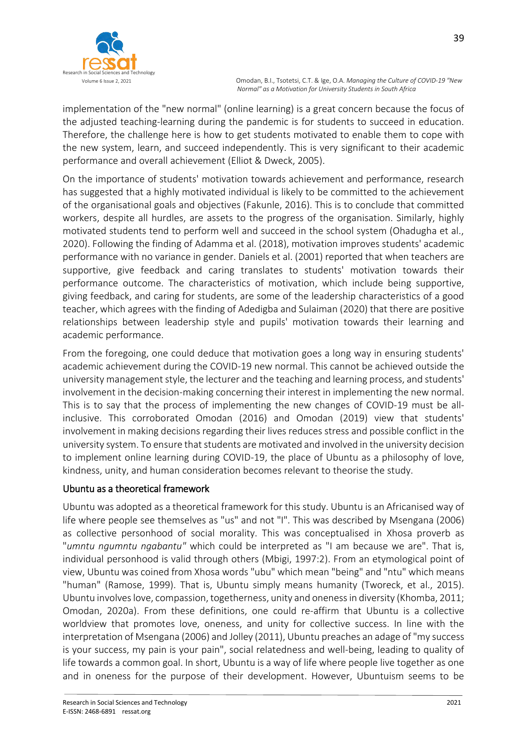implementation of the "new normal" (online learning) is a great concern because the focus of the adjusted teaching-learning during the pandemic is for students to succeed in education. Therefore, the challenge here is how to get students motivated to enable them to cope with the new system, learn, and succeed independently. This is very significant to their academic performance and overall achievement (Elliot & Dweck, 2005).

On the importance of students' motivation towards achievement and performance, research has suggested that a highly motivated individual is likely to be committed to the achievement of the organisational goals and objectives (Fakunle, 2016). This is to conclude that committed workers, despite all hurdles, are assets to the progress of the organisation. Similarly, highly motivated students tend to perform well and succeed in the school system (Ohadugha et al., 2020). Following the finding of Adamma et al. (2018), motivation improves students' academic performance with no variance in gender. Daniels et al. (2001) reported that when teachers are supportive, give feedback and caring translates to students' motivation towards their performance outcome. The characteristics of motivation, which include being supportive, giving feedback, and caring for students, are some of the leadership characteristics of a good teacher, which agrees with the finding of Adedigba and Sulaiman (2020) that there are positive relationships between leadership style and pupils' motivation towards their learning and academic performance.

From the foregoing, one could deduce that motivation goes a long way in ensuring students' academic achievement during the COVID-19 new normal. This cannot be achieved outside the university management style, the lecturer and the teaching and learning process, and students' involvement in the decision-making concerning their interest in implementing the new normal. This is to say that the process of implementing the new changes of COVID-19 must be all-inclusive. This corroborated Omodan (2016) and Omodan (2019) view that students' involvement in making decisions regarding their lives reduces stress and possible conflict in the university system. To ensure that students are motivated and involved in the university decision to implement online learning during COVID-19, the place of Ubuntu as a philosophy of love, kindness, unity, and human consideration becomes relevant to theorise the study.

## Ubuntu as a theoretical framework

Ubuntu was adopted as a theoretical framework for this study. Ubuntu is an Africanised way of life where people see themselves as "us" and not "I". This was described by Msengana (2006) as collective personhood of social morality. This was conceptualised in Xhosa proverb as "*umntu ngumntu ngabantu"* which could be interpreted as "I am because we are". That is, individual personhood is valid through others (Mbigi, 1997:2). From an etymological point of view, Ubuntu was coined from Xhosa words "ubu" which mean "being" and "ntu" which means "human" (Ramose, 1999). That is, Ubuntu simply means humanity (Tworeck, et al., 2015). Ubuntu involves love, compassion, togetherness, unity and oneness in diversity (Khomba, 2011; Omodan, 2020a). From these definitions, one could re-affirm that Ubuntu is a collective worldview that promotes love, oneness, and unity for collective success. In line with the interpretation of Msengana (2006) and Jolley (2011), Ubuntu preaches an adage of "my success is your success, my pain is your pain", social relatedness and well-being, leading to quality of life towards a common goal. In short, Ubuntu is a way of life where people live together as one and in oneness for the purpose of their development. However, Ubuntuism seems to be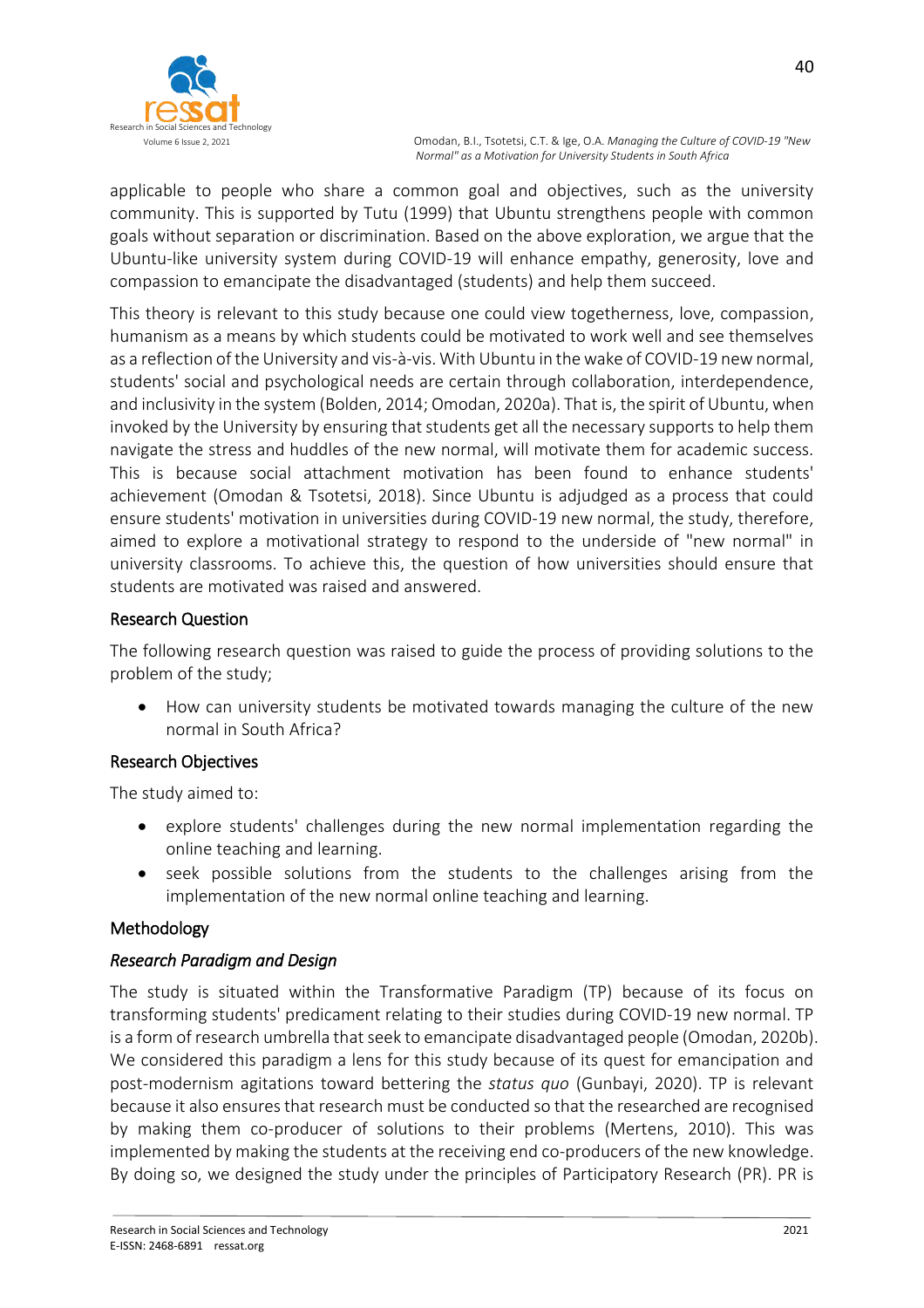applicable to people who share a common goal and objectives, such as the university community. This is supported by Tutu (1999) that Ubuntu strengthens people with common goals without separation or discrimination. Based on the above exploration, we argue that the Ubuntu-like university system during COVID-19 will enhance empathy, generosity, love and compassion to emancipate the disadvantaged (students) and help them succeed.

This theory is relevant to this study because one could view togetherness, love, compassion, humanism as a means by which students could be motivated to work well and see themselves as a reflection of the University and vis-à-vis. With Ubuntu in the wake of COVID-19 new normal, students' social and psychological needs are certain through collaboration, interdependence, and inclusivity in the system (Bolden, 2014; Omodan, 2020a). That is, the spirit of Ubuntu, when invoked by the University by ensuring that students get all the necessary supports to help them navigate the stress and huddles of the new normal, will motivate them for academic success. This is because social attachment motivation has been found to enhance students' achievement (Omodan & Tsotetsi, 2018). Since Ubuntu is adjudged as a process that could ensure students' motivation in universities during COVID-19 new normal, the study, therefore, aimed to explore a motivational strategy to respond to the underside of "new normal" in university classrooms. To achieve this, the question of how universities should ensure that students are motivated was raised and answered.

## Research Question

The following research question was raised to guide the process of providing solutions to the problem of the study;

- How can university students be motivated towards managing the culture of the new normal in South Africa?

## Research Objectives

The study aimed to:

- explore students' challenges during the new normal implementation regarding the online teaching and learning.
- seek possible solutions from the students to the challenges arising from the implementation of the new normal online teaching and learning.

## Methodology

### *Research Paradigm and Design*

The study is situated within the Transformative Paradigm (TP) because of its focus on transforming students' predicament relating to their studies during COVID-19 new normal. TP is a form of research umbrella that seek to emancipate disadvantaged people (Omodan, 2020b). We considered this paradigm a lens for this study because of its quest for emancipation and post-modernism agitations toward bettering the *status quo* (Gunbayi, 2020). TP is relevant because it also ensures that research must be conducted so that the researched are recognised by making them co-producer of solutions to their problems (Mertens, 2010). This was implemented by making the students at the receiving end co-producers of the new knowledge. By doing so, we designed the study under the principles of Participatory Research (PR). PR is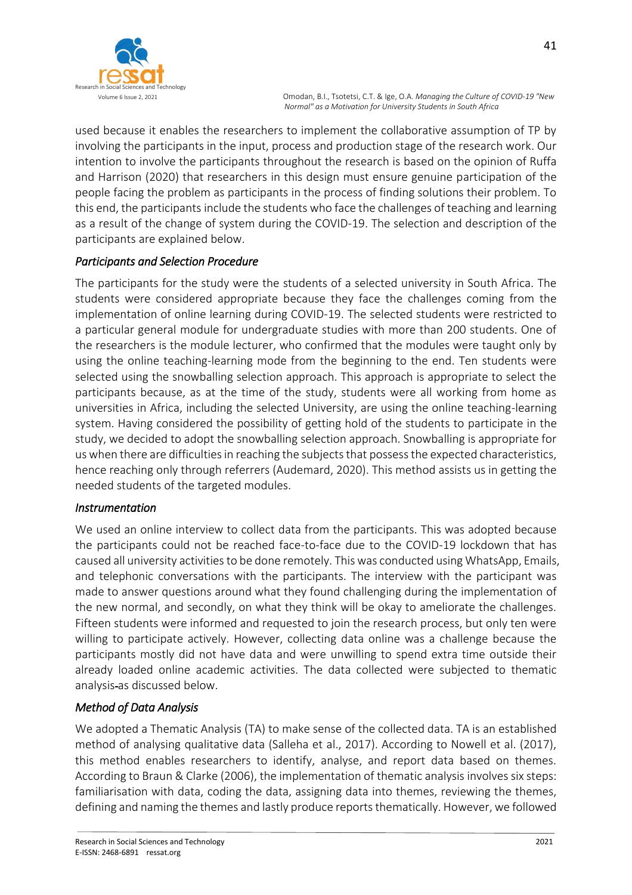used because it enables the researchers to implement the collaborative assumption of TP by involving the participants in the input, process and production stage of the research work. Our intention to involve the participants throughout the research is based on the opinion of Ruffa and Harrison (2020) that researchers in this design must ensure genuine participation of the people facing the problem as participants in the process of finding solutions their problem. To this end, the participants include the students who face the challenges of teaching and learning as a result of the change of system during the COVID-19. The selection and description of the participants are explained below.

### *Participants and Selection Procedure*

The participants for the study were the students of a selected university in South Africa. The students were considered appropriate because they face the challenges coming from the implementation of online learning during COVID-19. The selected students were restricted to a particular general module for undergraduate studies with more than 200 students. One of the researchers is the module lecturer, who confirmed that the modules were taught only by using the online teaching-learning mode from the beginning to the end. Ten students were selected using the snowballing selection approach. This approach is appropriate to select the participants because, as at the time of the study, students were all working from home as universities in Africa, including the selected University, are using the online teaching-learning system. Having considered the possibility of getting hold of the students to participate in the study, we decided to adopt the snowballing selection approach. Snowballing is appropriate for us when there are difficulties in reaching the subjects that possess the expected characteristics, hence reaching only through referrers (Audemard, 2020). This method assists us in getting the needed students of the targeted modules.

### *Instrumentation*

We used an online interview to collect data from the participants. This was adopted because the participants could not be reached face-to-face due to the COVID-19 lockdown that has caused all university activities to be done remotely. This was conducted using WhatsApp, Emails, and telephonic conversations with the participants. The interview with the participant was made to answer questions around what they found challenging during the implementation of the new normal, and secondly, on what they think will be okay to ameliorate the challenges. Fifteen students were informed and requested to join the research process, but only ten were willing to participate actively. However, collecting data online was a challenge because the participants mostly did not have data and were unwilling to spend extra time outside their already loaded online academic activities. The data collected were subjected to thematic analysis-as discussed below.

### *Method of Data Analysis*

We adopted a Thematic Analysis (TA) to make sense of the collected data. TA is an established method of analysing qualitative data (Salleha et al., 2017). According to Nowell et al. (2017), this method enables researchers to identify, analyse, and report data based on themes. According to Braun & Clarke (2006), the implementation of thematic analysis involves six steps: familiarisation with data, coding the data, assigning data into themes, reviewing the themes, defining and naming the themes and lastly produce reports thematically. However, we followed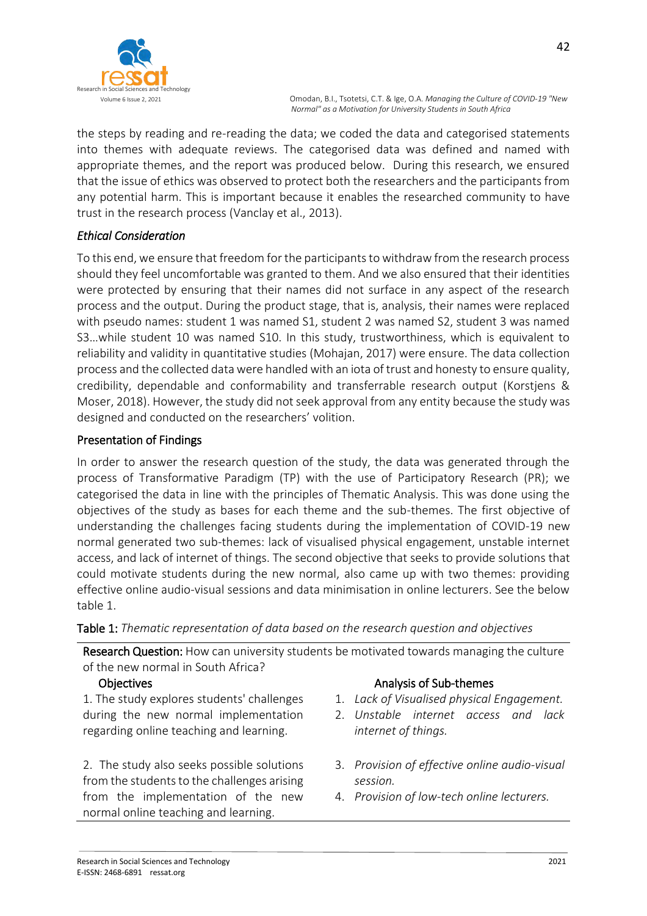the steps by reading and re-reading the data; we coded the data and categorised statements into themes with adequate reviews. The categorised data was defined and named with appropriate themes, and the report was produced below. During this research, we ensured that the issue of ethics was observed to protect both the researchers and the participants from any potential harm. This is important because it enables the researched community to have trust in the research process (Vanclay et al., 2013).

### *Ethical Consideration*

To this end, we ensure that freedom for the participants to withdraw from the research process should they feel uncomfortable was granted to them. And we also ensured that their identities were protected by ensuring that their names did not surface in any aspect of the research process and the output. During the product stage, that is, analysis, their names were replaced with pseudo names: student 1 was named S1, student 2 was named S2, student 3 was named S3…while student 10 was named S10. In this study, trustworthiness, which is equivalent to reliability and validity in quantitative studies (Mohajan, 2017) were ensure. The data collection process and the collected data were handled with an iota of trust and honesty to ensure quality, credibility, dependable and conformability and transferrable research output (Korstjens & Moser, 2018). However, the study did not seek approval from any entity because the study was designed and conducted on the researchers' volition.

### Presentation of Findings

In order to answer the research question of the study, the data was generated through the process of Transformative Paradigm (TP) with the use of Participatory Research (PR); we categorised the data in line with the principles of Thematic Analysis. This was done using the objectives of the study as bases for each theme and the sub-themes. The first objective of understanding the challenges facing students during the implementation of COVID-19 new normal generated two sub-themes: lack of visualised physical engagement, unstable internet access, and lack of internet of things. The second objective that seeks to provide solutions that could motivate students during the new normal, also came up with two themes: providing effective online audio-visual sessions and data minimisation in online lecturers. See the below table 1.

**Table 1:** *Thematic representation of data based on the research question and objectives*

| **Research Question:** How can university students be motivated towards managing the culture of the new normal in South Africa? | |
|---|---|
| **Objectives** | **Analysis of Sub-themes** |
| 1. The study explores students' challenges during the new normal implementation regarding online teaching and learning. | 1. *Lack of Visualised physical Engagement.*<br>2. *Unstable internet access and lack internet of things.* |
| 2. The study also seeks possible solutions from the students to the challenges arising from the implementation of the new normal online teaching and learning. | 3. *Provision of effective online audio-visual session.*<br>4. *Provision of low-tech online lecturers.* |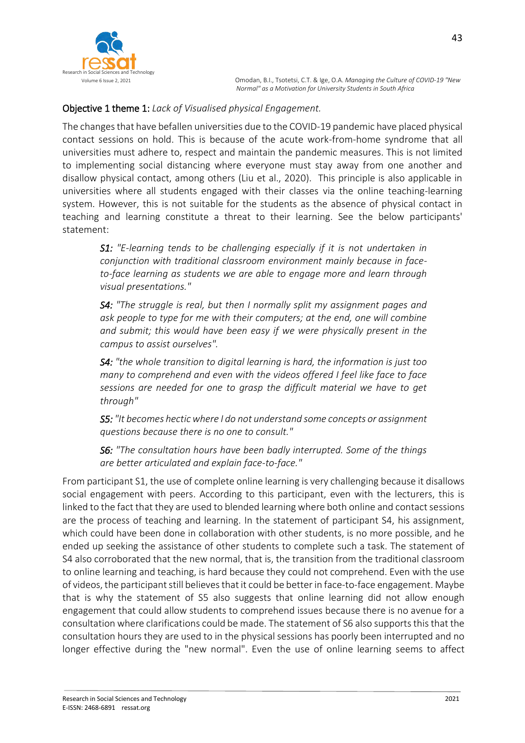**Objective 1 theme 1:** *Lack of Visualised physical Engagement.*

The changes that have befallen universities due to the COVID-19 pandemic have placed physical contact sessions on hold. This is because of the acute work-from-home syndrome that all universities must adhere to, respect and maintain the pandemic measures. This is not limited to implementing social distancing where everyone must stay away from one another and disallow physical contact, among others (Liu et al., 2020). This principle is also applicable in universities where all students engaged with their classes via the online teaching-learning system. However, this is not suitable for the students as the absence of physical contact in teaching and learning constitute a threat to their learning. See the below participants' statement:

> *S1: "E-learning tends to be challenging especially if it is not undertaken in conjunction with traditional classroom environment mainly because in face-to-face learning as students we are able to engage more and learn through visual presentations."*
>
> *S4: "The struggle is real, but then I normally split my assignment pages and ask people to type for me with their computers; at the end, one will combine and submit; this would have been easy if we were physically present in the campus to assist ourselves".*
>
> *S4: "the whole transition to digital learning is hard, the information is just too many to comprehend and even with the videos offered I feel like face to face sessions are needed for one to grasp the difficult material we have to get through"*
>
> *S5: "It becomes hectic where I do not understand some concepts or assignment questions because there is no one to consult."*
>
> *S6: "The consultation hours have been badly interrupted. Some of the things are better articulated and explain face-to-face."*

From participant S1, the use of complete online learning is very challenging because it disallows social engagement with peers. According to this participant, even with the lecturers, this is linked to the fact that they are used to blended learning where both online and contact sessions are the process of teaching and learning. In the statement of participant S4, his assignment, which could have been done in collaboration with other students, is no more possible, and he ended up seeking the assistance of other students to complete such a task. The statement of S4 also corroborated that the new normal, that is, the transition from the traditional classroom to online learning and teaching, is hard because they could not comprehend. Even with the use of videos, the participant still believes that it could be better in face-to-face engagement. Maybe that is why the statement of S5 also suggests that online learning did not allow enough engagement that could allow students to comprehend issues because there is no avenue for a consultation where clarifications could be made. The statement of S6 also supports this that the consultation hours they are used to in the physical sessions has poorly been interrupted and no longer effective during the "new normal". Even the use of online learning seems to affect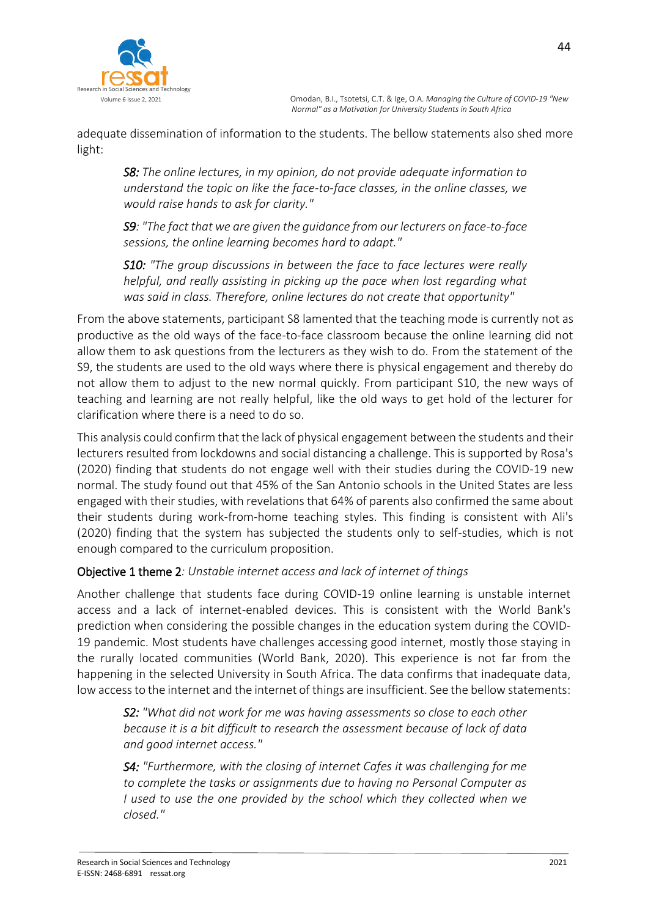adequate dissemination of information to the students. The bellow statements also shed more light:

> ***S8:*** *The online lectures, in my opinion, do not provide adequate information to understand the topic on like the face-to-face classes, in the online classes, we would raise hands to ask for clarity."*
>
> ***S9****: "The fact that we are given the guidance from our lecturers on face-to-face sessions, the online learning becomes hard to adapt."*
>
> ***S10:*** *"The group discussions in between the face to face lectures were really helpful, and really assisting in picking up the pace when lost regarding what was said in class. Therefore, online lectures do not create that opportunity"*

From the above statements, participant S8 lamented that the teaching mode is currently not as productive as the old ways of the face-to-face classroom because the online learning did not allow them to ask questions from the lecturers as they wish to do. From the statement of the S9, the students are used to the old ways where there is physical engagement and thereby do not allow them to adjust to the new normal quickly. From participant S10, the new ways of teaching and learning are not really helpful, like the old ways to get hold of the lecturer for clarification where there is a need to do so.

This analysis could confirm that the lack of physical engagement between the students and their lecturers resulted from lockdowns and social distancing a challenge. This is supported by Rosa's (2020) finding that students do not engage well with their studies during the COVID-19 new normal. The study found out that 45% of the San Antonio schools in the United States are less engaged with their studies, with revelations that 64% of parents also confirmed the same about their students during work-from-home teaching styles. This finding is consistent with Ali's (2020) finding that the system has subjected the students only to self-studies, which is not enough compared to the curriculum proposition.

**Objective 1 theme 2***: Unstable internet access and lack of internet of things*

Another challenge that students face during COVID-19 online learning is unstable internet access and a lack of internet-enabled devices. This is consistent with the World Bank's prediction when considering the possible changes in the education system during the COVID-19 pandemic. Most students have challenges accessing good internet, mostly those staying in the rurally located communities (World Bank, 2020). This experience is not far from the happening in the selected University in South Africa. The data confirms that inadequate data, low access to the internet and the internet of things are insufficient. See the bellow statements:

> ***S2:*** *"What did not work for me was having assessments so close to each other because it is a bit difficult to research the assessment because of lack of data and good internet access."*
>
> ***S4:*** *"Furthermore, with the closing of internet Cafes it was challenging for me to complete the tasks or assignments due to having no Personal Computer as I used to use the one provided by the school which they collected when we closed."*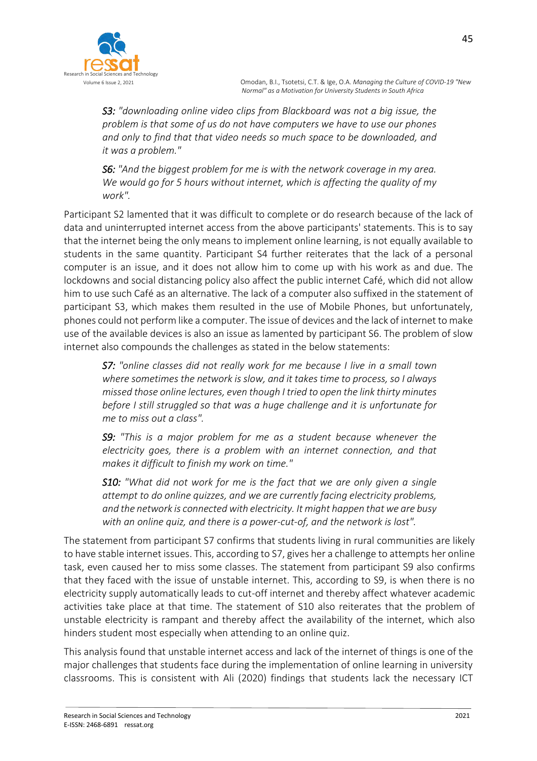*S3: "downloading online video clips from Blackboard was not a big issue, the problem is that some of us do not have computers we have to use our phones and only to find that that video needs so much space to be downloaded, and it was a problem."*

*S6: "And the biggest problem for me is with the network coverage in my area. We would go for 5 hours without internet, which is affecting the quality of my work".*

Participant S2 lamented that it was difficult to complete or do research because of the lack of data and uninterrupted internet access from the above participants' statements. This is to say that the internet being the only means to implement online learning, is not equally available to students in the same quantity. Participant S4 further reiterates that the lack of a personal computer is an issue, and it does not allow him to come up with his work as and due. The lockdowns and social distancing policy also affect the public internet Café, which did not allow him to use such Café as an alternative. The lack of a computer also suffixed in the statement of participant S3, which makes them resulted in the use of Mobile Phones, but unfortunately, phones could not perform like a computer. The issue of devices and the lack of internet to make use of the available devices is also an issue as lamented by participant S6. The problem of slow internet also compounds the challenges as stated in the below statements:

*S7: "online classes did not really work for me because I live in a small town where sometimes the network is slow, and it takes time to process, so I always missed those online lectures, even though I tried to open the link thirty minutes before I still struggled so that was a huge challenge and it is unfortunate for me to miss out a class".*

*S9: "This is a major problem for me as a student because whenever the electricity goes, there is a problem with an internet connection, and that makes it difficult to finish my work on time."*

*S10: "What did not work for me is the fact that we are only given a single attempt to do online quizzes, and we are currently facing electricity problems, and the network is connected with electricity. It might happen that we are busy with an online quiz, and there is a power-cut-of, and the network is lost".*

The statement from participant S7 confirms that students living in rural communities are likely to have stable internet issues. This, according to S7, gives her a challenge to attempts her online task, even caused her to miss some classes. The statement from participant S9 also confirms that they faced with the issue of unstable internet. This, according to S9, is when there is no electricity supply automatically leads to cut-off internet and thereby affect whatever academic activities take place at that time. The statement of S10 also reiterates that the problem of unstable electricity is rampant and thereby affect the availability of the internet, which also hinders student most especially when attending to an online quiz.

This analysis found that unstable internet access and lack of the internet of things is one of the major challenges that students face during the implementation of online learning in university classrooms. This is consistent with Ali (2020) findings that students lack the necessary ICT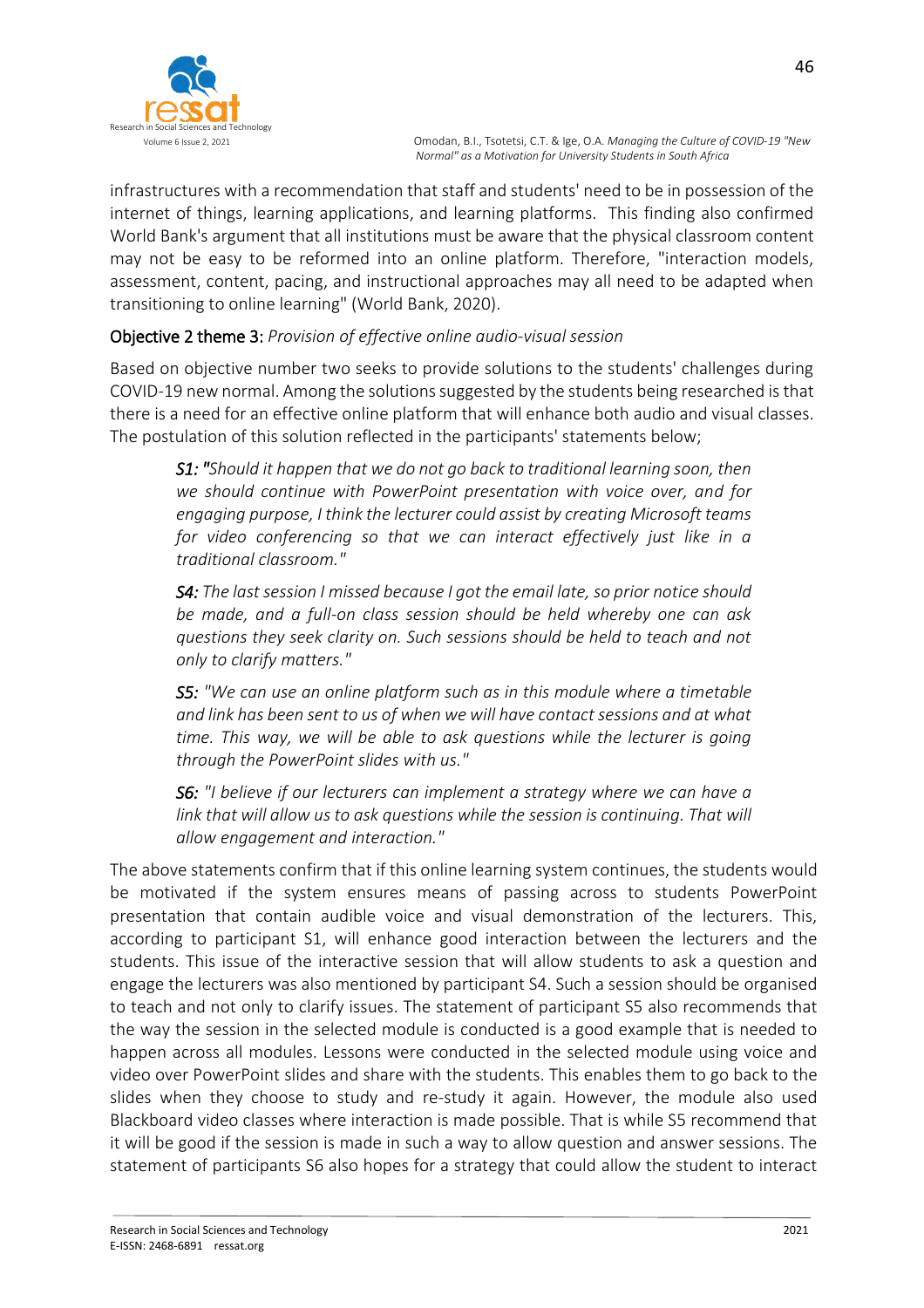infrastructures with a recommendation that staff and students' need to be in possession of the internet of things, learning applications, and learning platforms. This finding also confirmed World Bank's argument that all institutions must be aware that the physical classroom content may not be easy to be reformed into an online platform. Therefore, "interaction models, assessment, content, pacing, and instructional approaches may all need to be adapted when transitioning to online learning" (World Bank, 2020).

**Objective 2 theme 3:** *Provision of effective online audio-visual session*

Based on objective number two seeks to provide solutions to the students' challenges during COVID-19 new normal. Among the solutions suggested by the students being researched is that there is a need for an effective online platform that will enhance both audio and visual classes. The postulation of this solution reflected in the participants' statements below;

> ***S1:*** *"Should it happen that we do not go back to traditional learning soon, then we should continue with PowerPoint presentation with voice over, and for engaging purpose, I think the lecturer could assist by creating Microsoft teams for video conferencing so that we can interact effectively just like in a traditional classroom."*
>
> ***S4:*** *The last session I missed because I got the email late, so prior notice should be made, and a full-on class session should be held whereby one can ask questions they seek clarity on. Such sessions should be held to teach and not only to clarify matters."*
>
> ***S5:*** *"We can use an online platform such as in this module where a timetable and link has been sent to us of when we will have contact sessions and at what time. This way, we will be able to ask questions while the lecturer is going through the PowerPoint slides with us."*
>
> ***S6:*** *"I believe if our lecturers can implement a strategy where we can have a link that will allow us to ask questions while the session is continuing. That will allow engagement and interaction."*

The above statements confirm that if this online learning system continues, the students would be motivated if the system ensures means of passing across to students PowerPoint presentation that contain audible voice and visual demonstration of the lecturers. This, according to participant S1, will enhance good interaction between the lecturers and the students. This issue of the interactive session that will allow students to ask a question and engage the lecturers was also mentioned by participant S4. Such a session should be organised to teach and not only to clarify issues. The statement of participant S5 also recommends that the way the session in the selected module is conducted is a good example that is needed to happen across all modules. Lessons were conducted in the selected module using voice and video over PowerPoint slides and share with the students. This enables them to go back to the slides when they choose to study and re-study it again. However, the module also used Blackboard video classes where interaction is made possible. That is while S5 recommend that it will be good if the session is made in such a way to allow question and answer sessions. The statement of participants S6 also hopes for a strategy that could allow the student to interact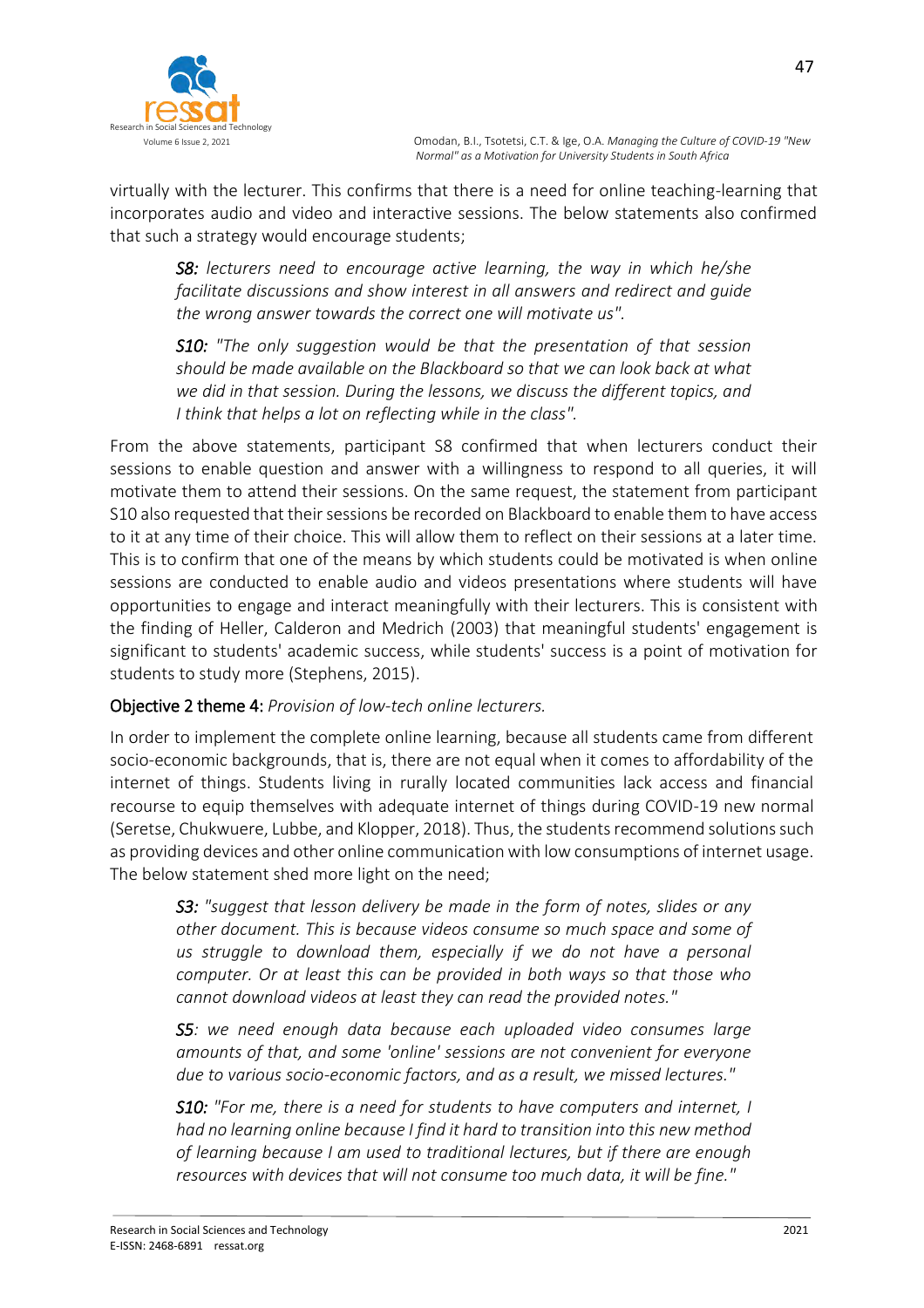virtually with the lecturer. This confirms that there is a need for online teaching-learning that incorporates audio and video and interactive sessions. The below statements also confirmed that such a strategy would encourage students;

> ***S8:*** *lecturers need to encourage active learning, the way in which he/she facilitate discussions and show interest in all answers and redirect and guide the wrong answer towards the correct one will motivate us".*
>
> ***S10:*** *"The only suggestion would be that the presentation of that session should be made available on the Blackboard so that we can look back at what we did in that session. During the lessons, we discuss the different topics, and I think that helps a lot on reflecting while in the class".*

From the above statements, participant S8 confirmed that when lecturers conduct their sessions to enable question and answer with a willingness to respond to all queries, it will motivate them to attend their sessions. On the same request, the statement from participant S10 also requested that their sessions be recorded on Blackboard to enable them to have access to it at any time of their choice. This will allow them to reflect on their sessions at a later time. This is to confirm that one of the means by which students could be motivated is when online sessions are conducted to enable audio and videos presentations where students will have opportunities to engage and interact meaningfully with their lecturers. This is consistent with the finding of Heller, Calderon and Medrich (2003) that meaningful students' engagement is significant to students' academic success, while students' success is a point of motivation for students to study more (Stephens, 2015).

**Objective 2 theme 4:** *Provision of low-tech online lecturers.*

In order to implement the complete online learning, because all students came from different socio-economic backgrounds, that is, there are not equal when it comes to affordability of the internet of things. Students living in rurally located communities lack access and financial recourse to equip themselves with adequate internet of things during COVID-19 new normal (Seretse, Chukwuere, Lubbe, and Klopper, 2018). Thus, the students recommend solutions such as providing devices and other online communication with low consumptions of internet usage. The below statement shed more light on the need;

> ***S3:*** *"suggest that lesson delivery be made in the form of notes, slides or any other document. This is because videos consume so much space and some of us struggle to download them, especially if we do not have a personal computer. Or at least this can be provided in both ways so that those who cannot download videos at least they can read the provided notes."*
>
> ***S5****: we need enough data because each uploaded video consumes large amounts of that, and some 'online' sessions are not convenient for everyone due to various socio-economic factors, and as a result, we missed lectures."*
>
> ***S10:*** *"For me, there is a need for students to have computers and internet, I had no learning online because I find it hard to transition into this new method of learning because I am used to traditional lectures, but if there are enough resources with devices that will not consume too much data, it will be fine."*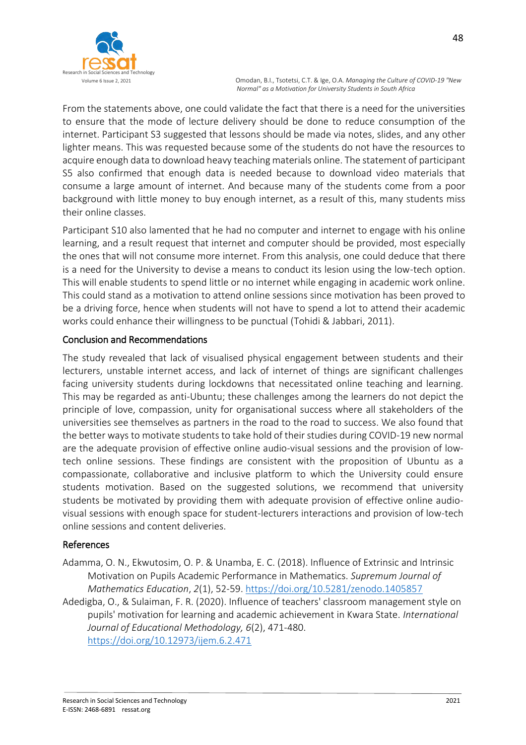From the statements above, one could validate the fact that there is a need for the universities to ensure that the mode of lecture delivery should be done to reduce consumption of the internet. Participant S3 suggested that lessons should be made via notes, slides, and any other lighter means. This was requested because some of the students do not have the resources to acquire enough data to download heavy teaching materials online. The statement of participant S5 also confirmed that enough data is needed because to download video materials that consume a large amount of internet. And because many of the students come from a poor background with little money to buy enough internet, as a result of this, many students miss their online classes.

Participant S10 also lamented that he had no computer and internet to engage with his online learning, and a result request that internet and computer should be provided, most especially the ones that will not consume more internet. From this analysis, one could deduce that there is a need for the University to devise a means to conduct its lesion using the low-tech option. This will enable students to spend little or no internet while engaging in academic work online. This could stand as a motivation to attend online sessions since motivation has been proved to be a driving force, hence when students will not have to spend a lot to attend their academic works could enhance their willingness to be punctual (Tohidi & Jabbari, 2011).

## Conclusion and Recommendations

The study revealed that lack of visualised physical engagement between students and their lecturers, unstable internet access, and lack of internet of things are significant challenges facing university students during lockdowns that necessitated online teaching and learning. This may be regarded as anti-Ubuntu; these challenges among the learners do not depict the principle of love, compassion, unity for organisational success where all stakeholders of the universities see themselves as partners in the road to the road to success. We also found that the better ways to motivate students to take hold of their studies during COVID-19 new normal are the adequate provision of effective online audio-visual sessions and the provision of low-tech online sessions. These findings are consistent with the proposition of Ubuntu as a compassionate, collaborative and inclusive platform to which the University could ensure students motivation. Based on the suggested solutions, we recommend that university students be motivated by providing them with adequate provision of effective online audio-visual sessions with enough space for student-lecturers interactions and provision of low-tech online sessions and content deliveries.

## References

Adamma, O. N., Ekwutosim, O. P. & Unamba, E. C. (2018). Influence of Extrinsic and Intrinsic Motivation on Pupils Academic Performance in Mathematics. *Supremum Journal of Mathematics Education*, *2*(1), 52-59. https://doi.org/10.5281/zenodo.1405857

Adedigba, O., & Sulaiman, F. R. (2020). Influence of teachers' classroom management style on pupils' motivation for learning and academic achievement in Kwara State. *International Journal of Educational Methodology, 6*(2), 471-480. https://doi.org/10.12973/ijem.6.2.471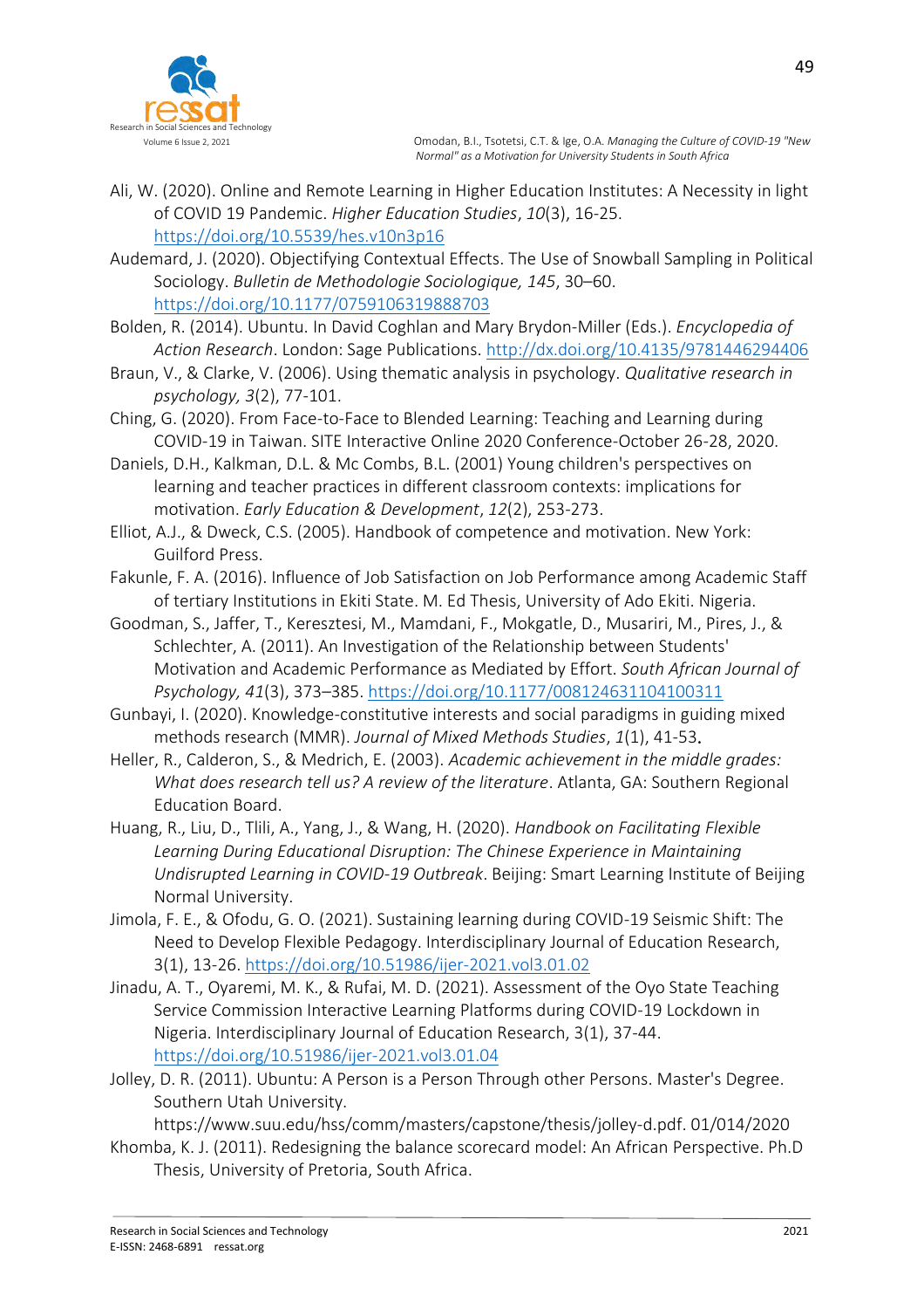Ali, W. (2020). Online and Remote Learning in Higher Education Institutes: A Necessity in light of COVID 19 Pandemic. *Higher Education Studies*, *10*(3), 16-25. https://doi.org/10.5539/hes.v10n3p16

Audemard, J. (2020). Objectifying Contextual Effects. The Use of Snowball Sampling in Political Sociology. *Bulletin de Methodologie Sociologique, 145*, 30–60. https://doi.org/10.1177/0759106319888703

Bolden, R. (2014). Ubuntu. In David Coghlan and Mary Brydon-Miller (Eds.). *Encyclopedia of Action Research*. London: Sage Publications. http://dx.doi.org/10.4135/9781446294406

Braun, V., & Clarke, V. (2006). Using thematic analysis in psychology. *Qualitative research in psychology, 3*(2), 77-101.

Ching, G. (2020). From Face-to-Face to Blended Learning: Teaching and Learning during COVID-19 in Taiwan. SITE Interactive Online 2020 Conference-October 26-28, 2020.

Daniels, D.H., Kalkman, D.L. & Mc Combs, B.L. (2001) Young children's perspectives on learning and teacher practices in different classroom contexts: implications for motivation. *Early Education & Development*, *12*(2), 253-273.

Elliot, A.J., & Dweck, C.S. (2005). Handbook of competence and motivation. New York: Guilford Press.

Fakunle, F. A. (2016). Influence of Job Satisfaction on Job Performance among Academic Staff of tertiary Institutions in Ekiti State. M. Ed Thesis, University of Ado Ekiti. Nigeria.

Goodman, S., Jaffer, T., Keresztesi, M., Mamdani, F., Mokgatle, D., Musariri, M., Pires, J., & Schlechter, A. (2011). An Investigation of the Relationship between Students' Motivation and Academic Performance as Mediated by Effort. *South African Journal of Psychology, 41*(3), 373–385. https://doi.org/10.1177/008124631104100311

Gunbayi, I. (2020). Knowledge-constitutive interests and social paradigms in guiding mixed methods research (MMR). *Journal of Mixed Methods Studies*, *1*(1), 41-53.

Heller, R., Calderon, S., & Medrich, E. (2003). *Academic achievement in the middle grades: What does research tell us? A review of the literature*. Atlanta, GA: Southern Regional Education Board.

Huang, R., Liu, D., Tlili, A., Yang, J., & Wang, H. (2020). *Handbook on Facilitating Flexible Learning During Educational Disruption: The Chinese Experience in Maintaining Undisrupted Learning in COVID-19 Outbreak*. Beijing: Smart Learning Institute of Beijing Normal University.

Jimola, F. E., & Ofodu, G. O. (2021). Sustaining learning during COVID-19 Seismic Shift: The Need to Develop Flexible Pedagogy. Interdisciplinary Journal of Education Research, 3(1), 13-26. https://doi.org/10.51986/ijer-2021.vol3.01.02

Jinadu, A. T., Oyaremi, M. K., & Rufai, M. D. (2021). Assessment of the Oyo State Teaching Service Commission Interactive Learning Platforms during COVID-19 Lockdown in Nigeria. Interdisciplinary Journal of Education Research, 3(1), 37-44. https://doi.org/10.51986/ijer-2021.vol3.01.04

Jolley, D. R. (2011). Ubuntu: A Person is a Person Through other Persons. Master's Degree. Southern Utah University. https://www.suu.edu/hss/comm/masters/capstone/thesis/jolley-d.pdf. 01/014/2020

Khomba, K. J. (2011). Redesigning the balance scorecard model: An African Perspective. Ph.D Thesis, University of Pretoria, South Africa.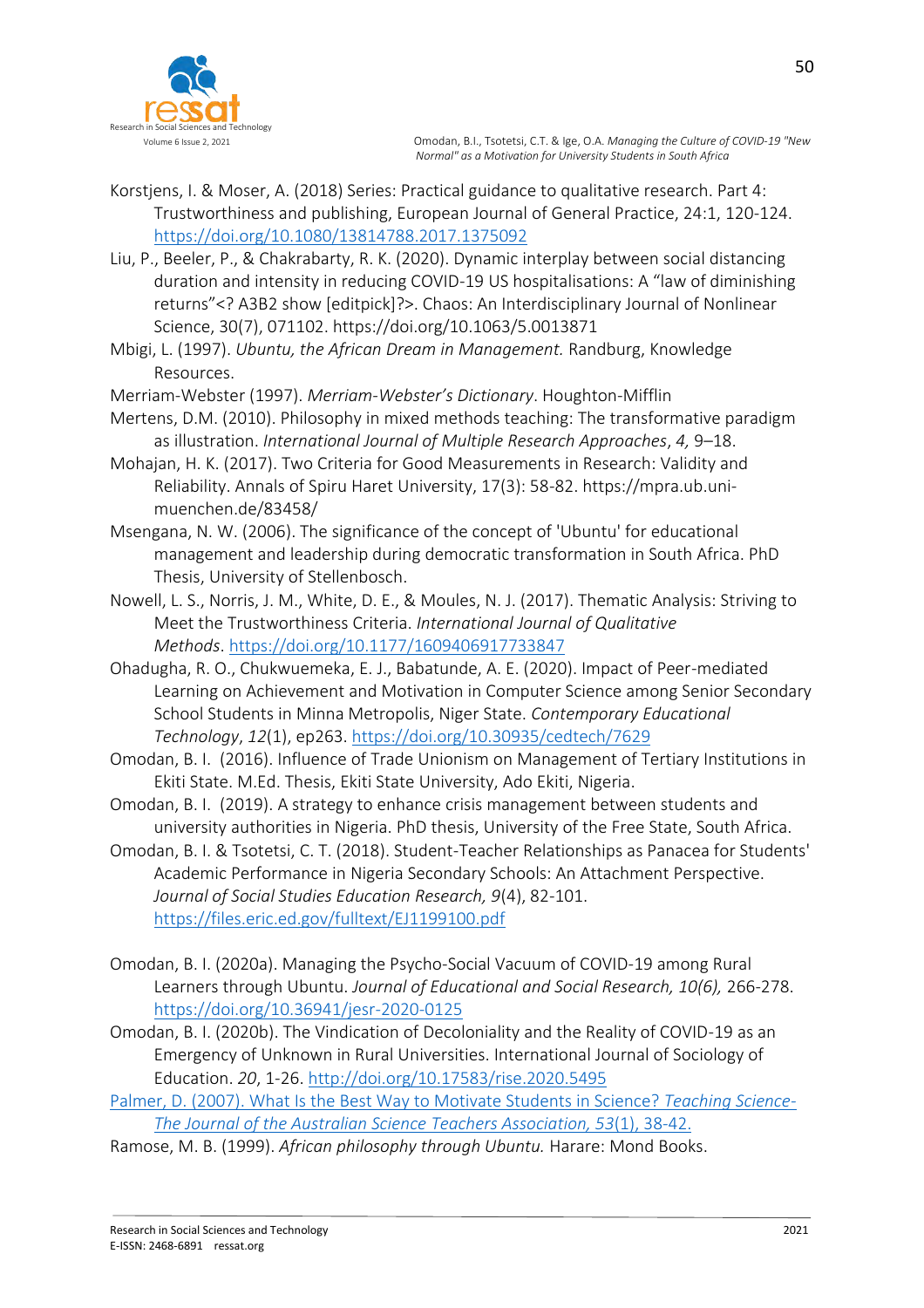Korstjens, I. & Moser, A. (2018) Series: Practical guidance to qualitative research. Part 4: Trustworthiness and publishing, European Journal of General Practice, 24:1, 120-124. https://doi.org/10.1080/13814788.2017.1375092

Liu, P., Beeler, P., & Chakrabarty, R. K. (2020). Dynamic interplay between social distancing duration and intensity in reducing COVID-19 US hospitalisations: A "law of diminishing returns"<? A3B2 show [editpick]?>. Chaos: An Interdisciplinary Journal of Nonlinear Science, 30(7), 071102. https://doi.org/10.1063/5.0013871

Mbigi, L. (1997). *Ubuntu, the African Dream in Management.* Randburg, Knowledge Resources.

Merriam-Webster (1997). *Merriam-Webster's Dictionary*. Houghton-Mifflin

Mertens, D.M. (2010). Philosophy in mixed methods teaching: The transformative paradigm as illustration. *International Journal of Multiple Research Approaches*, *4,* 9–18.

Mohajan, H. K. (2017). Two Criteria for Good Measurements in Research: Validity and Reliability. Annals of Spiru Haret University, 17(3): 58-82. https://mpra.ub.uni-muenchen.de/83458/

Msengana, N. W. (2006). The significance of the concept of 'Ubuntu' for educational management and leadership during democratic transformation in South Africa. PhD Thesis, University of Stellenbosch.

Nowell, L. S., Norris, J. M., White, D. E., & Moules, N. J. (2017). Thematic Analysis: Striving to Meet the Trustworthiness Criteria. *International Journal of Qualitative Methods*. https://doi.org/10.1177/1609406917733847

Ohadugha, R. O., Chukwuemeka, E. J., Babatunde, A. E. (2020). Impact of Peer-mediated Learning on Achievement and Motivation in Computer Science among Senior Secondary School Students in Minna Metropolis, Niger State. *Contemporary Educational Technology*, *12*(1), ep263. https://doi.org/10.30935/cedtech/7629

Omodan, B. I. (2016). Influence of Trade Unionism on Management of Tertiary Institutions in Ekiti State. M.Ed. Thesis, Ekiti State University, Ado Ekiti, Nigeria.

Omodan, B. I. (2019). A strategy to enhance crisis management between students and university authorities in Nigeria. PhD thesis, University of the Free State, South Africa.

Omodan, B. I. & Tsotetsi, C. T. (2018). Student-Teacher Relationships as Panacea for Students' Academic Performance in Nigeria Secondary Schools: An Attachment Perspective. *Journal of Social Studies Education Research, 9*(4), 82-101. https://files.eric.ed.gov/fulltext/EJ1199100.pdf

Omodan, B. I. (2020a). Managing the Psycho-Social Vacuum of COVID-19 among Rural Learners through Ubuntu. *Journal of Educational and Social Research, 10(6),* 266-278. https://doi.org/10.36941/jesr-2020-0125

Omodan, B. I. (2020b). The Vindication of Decoloniality and the Reality of COVID-19 as an Emergency of Unknown in Rural Universities. International Journal of Sociology of Education. *20*, 1-26. http://doi.org/10.17583/rise.2020.5495

Palmer, D. (2007). What Is the Best Way to Motivate Students in Science? *Teaching Science-The Journal of the Australian Science Teachers Association, 53*(1), 38-42.

Ramose, M. B. (1999). *African philosophy through Ubuntu.* Harare: Mond Books.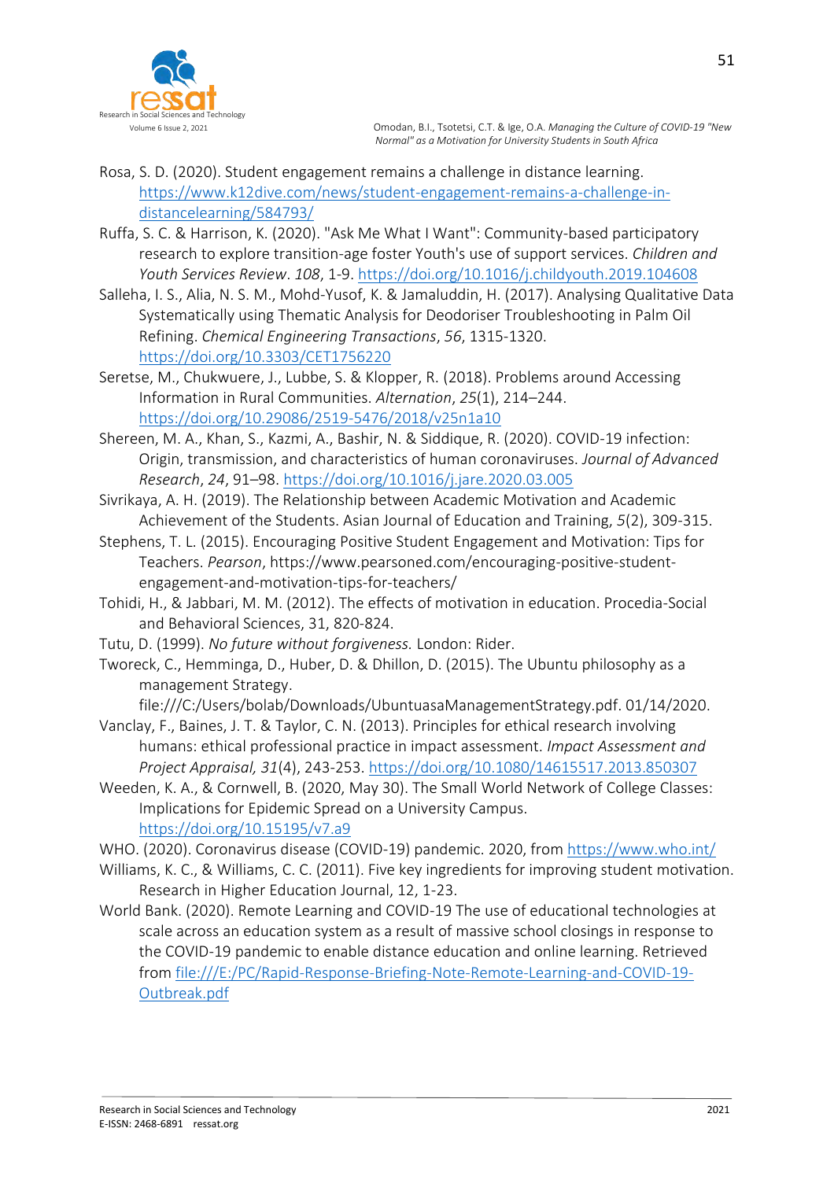Rosa, S. D. (2020). Student engagement remains a challenge in distance learning. https://www.k12dive.com/news/student-engagement-remains-a-challenge-in-distancelearning/584793/

Ruffa, S. C. & Harrison, K. (2020). "Ask Me What I Want": Community-based participatory research to explore transition-age foster Youth's use of support services. *Children and Youth Services Review*. *108*, 1-9. https://doi.org/10.1016/j.childyouth.2019.104608

Salleha, I. S., Alia, N. S. M., Mohd-Yusof, K. & Jamaluddin, H. (2017). Analysing Qualitative Data Systematically using Thematic Analysis for Deodoriser Troubleshooting in Palm Oil Refining. *Chemical Engineering Transactions*, *56*, 1315-1320. https://doi.org/10.3303/CET1756220

Seretse, M., Chukwuere, J., Lubbe, S. & Klopper, R. (2018). Problems around Accessing Information in Rural Communities. *Alternation*, *25*(1), 214–244. https://doi.org/10.29086/2519-5476/2018/v25n1a10

Shereen, M. A., Khan, S., Kazmi, A., Bashir, N. & Siddique, R. (2020). COVID-19 infection: Origin, transmission, and characteristics of human coronaviruses. *Journal of Advanced Research*, *24*, 91–98. https://doi.org/10.1016/j.jare.2020.03.005

Sivrikaya, A. H. (2019). The Relationship between Academic Motivation and Academic Achievement of the Students. Asian Journal of Education and Training, *5*(2), 309-315.

Stephens, T. L. (2015). Encouraging Positive Student Engagement and Motivation: Tips for Teachers. *Pearson*, https://www.pearsoned.com/encouraging-positive-student-engagement-and-motivation-tips-for-teachers/

Tohidi, H., & Jabbari, M. M. (2012). The effects of motivation in education. Procedia-Social and Behavioral Sciences, 31, 820-824.

Tutu, D. (1999). *No future without forgiveness.* London: Rider.

Tworeck, C., Hemminga, D., Huber, D. & Dhillon, D. (2015). The Ubuntu philosophy as a management Strategy. file:///C:/Users/bolab/Downloads/UbuntuasaManagementStrategy.pdf. 01/14/2020.

Vanclay, F., Baines, J. T. & Taylor, C. N. (2013). Principles for ethical research involving humans: ethical professional practice in impact assessment. *Impact Assessment and Project Appraisal, 31*(4), 243-253. https://doi.org/10.1080/14615517.2013.850307

Weeden, K. A., & Cornwell, B. (2020, May 30). The Small World Network of College Classes: Implications for Epidemic Spread on a University Campus. https://doi.org/10.15195/v7.a9

WHO. (2020). Coronavirus disease (COVID-19) pandemic. 2020, from https://www.who.int/

Williams, K. C., & Williams, C. C. (2011). Five key ingredients for improving student motivation. Research in Higher Education Journal, 12, 1-23.

World Bank. (2020). Remote Learning and COVID-19 The use of educational technologies at scale across an education system as a result of massive school closings in response to the COVID-19 pandemic to enable distance education and online learning. Retrieved from file:///E:/PC/Rapid-Response-Briefing-Note-Remote-Learning-and-COVID-19-Outbreak.pdf